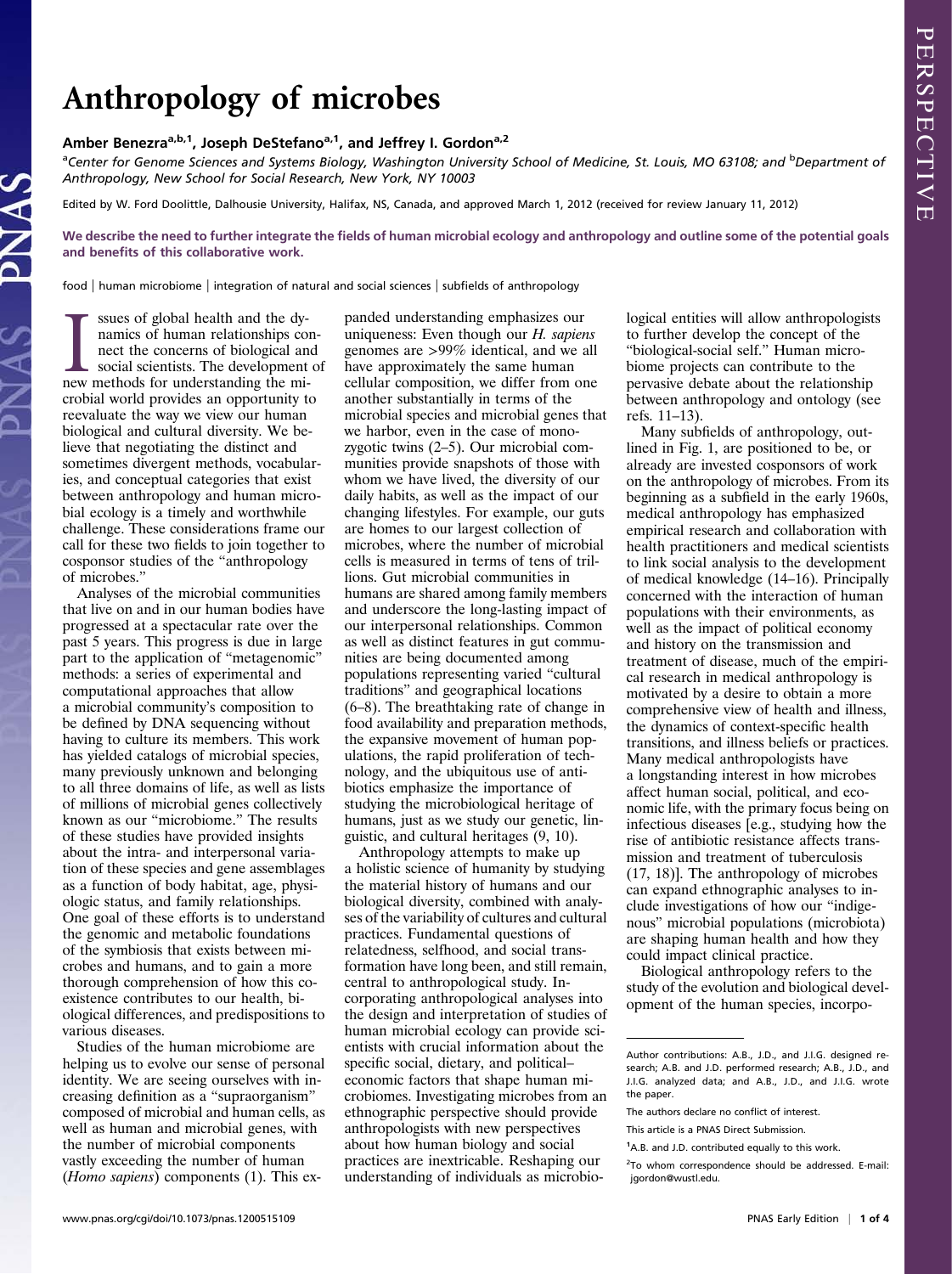# Anthropology of microbes

Amber Benezra[a,b,1], Joseph DeStefano[a,1], and Jeffrey I. Gordon[a,2]

[a]Center for Genome Sciences and Systems Biology, Washington University School of Medicine, St. Louis, MO 63108; and [b]Department of Anthropology, New School for Social Research, New York, NY 10003

Edited by W. Ford Doolittle, Dalhousie University, Halifax, NS, Canada, and approved March 1, 2012 (received for review January 11, 2012)

**We describe the need to further integrate the fields of human microbial ecology and anthropology and outline some of the potential goals and benefits of this collaborative work.**

food | human microbiome | integration of natural and social sciences | subfields of anthropology

Issues of global health and the dynamics of human relationships connect the concerns of biological and social scientists. The development of new methods for understanding the microbial world provides an opportunity to reevaluate the way we view our human biological and cultural diversity. We believe that negotiating the distinct and sometimes divergent methods, vocabularies, and conceptual categories that exist between anthropology and human microbial ecology is a timely and worthwhile challenge. These considerations frame our call for these two fields to join together to cosponsor studies of the "anthropology of microbes."

Analyses of the microbial communities that live on and in our human bodies have progressed at a spectacular rate over the past 5 years. This progress is due in large part to the application of "metagenomic" methods: a series of experimental and computational approaches that allow a microbial community's composition to be defined by DNA sequencing without having to culture its members. This work has yielded catalogs of microbial species, many previously unknown and belonging to all three domains of life, as well as lists of millions of microbial genes collectively known as our "microbiome." The results of these studies have provided insights about the intra- and interpersonal variation of these species and gene assemblages as a function of body habitat, age, physiologic status, and family relationships. One goal of these efforts is to understand the genomic and metabolic foundations of the symbiosis that exists between microbes and humans, and to gain a more thorough comprehension of how this coexistence contributes to our health, biological differences, and predispositions to various diseases.

Studies of the human microbiome are helping us to evolve our sense of personal identity. We are seeing ourselves with increasing definition as a "supraorganism" composed of microbial and human cells, as well as human and microbial genes, with the number of microbial components vastly exceeding the number of human (*Homo sapiens*) components (1). This expanded understanding emphasizes our uniqueness: Even though our *H. sapiens* genomes are >99% identical, and we all have approximately the same human cellular composition, we differ from one another substantially in terms of the microbial species and microbial genes that we harbor, even in the case of monozygotic twins (2–5). Our microbial communities provide snapshots of those with whom we have lived, the diversity of our daily habits, as well as the impact of our changing lifestyles. For example, our guts are homes to our largest collection of microbes, where the number of microbial cells is measured in terms of tens of trillions. Gut microbial communities in humans are shared among family members and underscore the long-lasting impact of our interpersonal relationships. Common as well as distinct features in gut communities are being documented among populations representing varied "cultural traditions" and geographical locations (6–8). The breathtaking rate of change in food availability and preparation methods, the expansive movement of human populations, the rapid proliferation of technology, and the ubiquitous use of antibiotics emphasize the importance of studying the microbiological heritage of humans, just as we study our genetic, linguistic, and cultural heritages (9, 10).

Anthropology attempts to make up a holistic science of humanity by studying the material history of humans and our biological diversity, combined with analyses of the variability of cultures and cultural practices. Fundamental questions of relatedness, selfhood, and social transformation have long been, and still remain, central to anthropological study. Incorporating anthropological analyses into the design and interpretation of studies of human microbial ecology can provide scientists with crucial information about the specific social, dietary, and political–economic factors that shape human microbiomes. Investigating microbes from an ethnographic perspective should provide anthropologists with new perspectives about how human biology and social practices are inextricable. Reshaping our understanding of individuals as microbiological entities will allow anthropologists to further develop the concept of the "biological-social self." Human microbiome projects can contribute to the pervasive debate about the relationship between anthropology and ontology (see refs. 11–13).

Many subfields of anthropology, outlined in Fig. 1, are positioned to be, or already are invested cosponsors of work on the anthropology of microbes. From its beginning as a subfield in the early 1960s, medical anthropology has emphasized empirical research and collaboration with health practitioners and medical scientists to link social analysis to the development of medical knowledge (14–16). Principally concerned with the interaction of human populations with their environments, as well as the impact of political economy and history on the transmission and treatment of disease, much of the empirical research in medical anthropology is motivated by a desire to obtain a more comprehensive view of health and illness, the dynamics of context-specific health transitions, and illness beliefs or practices. Many medical anthropologists have a longstanding interest in how microbes affect human social, political, and economic life, with the primary focus being on infectious diseases [e.g., studying how the rise of antibiotic resistance affects transmission and treatment of tuberculosis (17, 18)]. The anthropology of microbes can expand ethnographic analyses to include investigations of how our "indigenous" microbial populations (microbiota) are shaping human health and how they could impact clinical practice.

Biological anthropology refers to the study of the evolution and biological development of the human species, incorpo-

Author contributions: A.B., J.D., and J.I.G. designed research; A.B. and J.D. performed research; A.B., J.D., and J.I.G. analyzed data; and A.B., J.D., and J.I.G. wrote the paper.

The authors declare no conflict of interest.

This article is a PNAS Direct Submission.

[1]A.B. and J.D. contributed equally to this work.

[2]To whom correspondence should be addressed. E-mail: jgordon@wustl.edu.

www.pnas.org/cgi/doi/10.1073/pnas.1200515109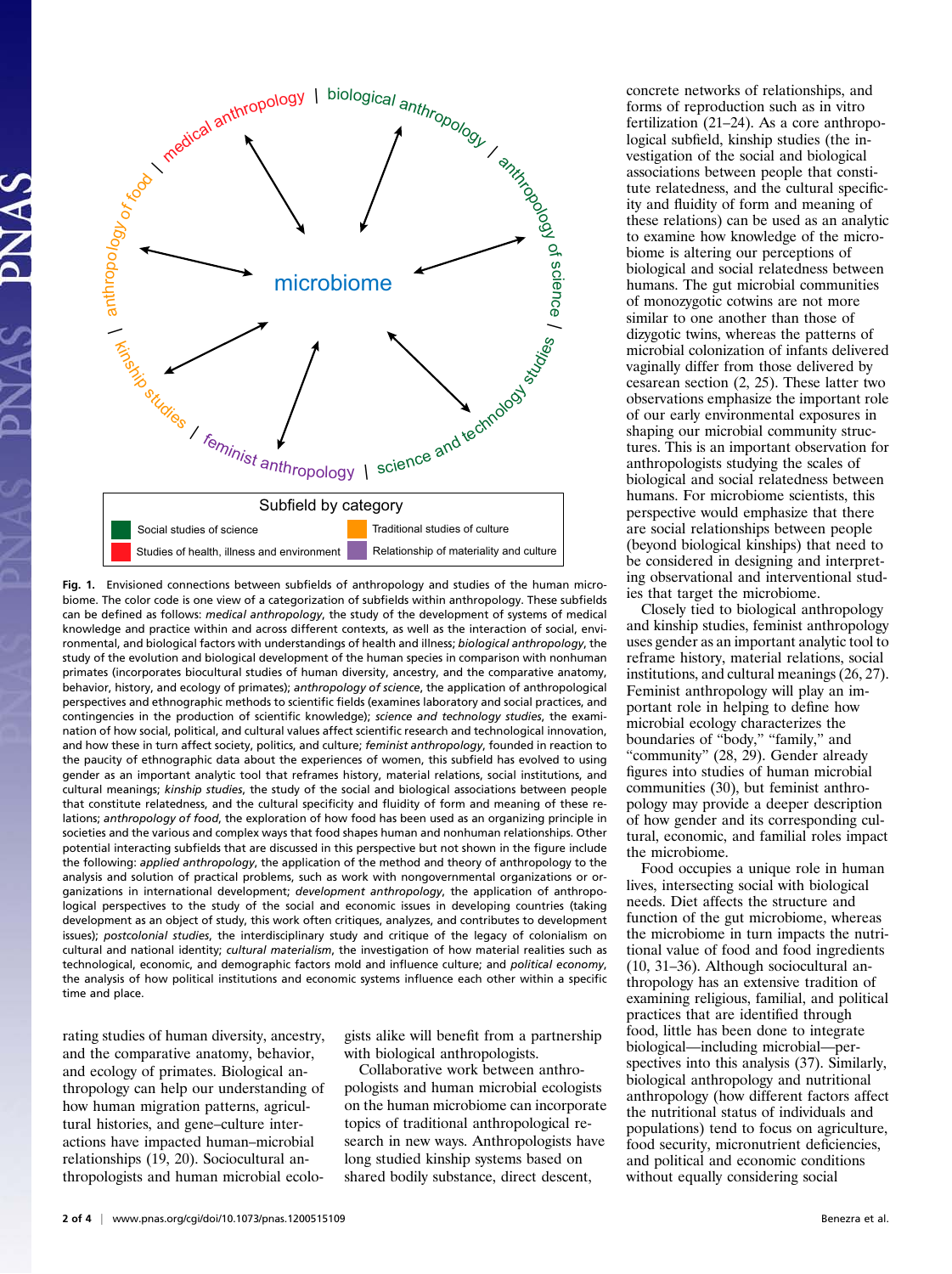Fig. 1. Envisioned connections between subfields of anthropology and studies of the human microbiome. The color code is one view of a categorization of subfields within anthropology. These subfields can be defined as follows: *medical anthropology*, the study of the development of systems of medical knowledge and practice within and across different contexts, as well as the interaction of social, environmental, and biological factors with understandings of health and illness; *biological anthropology*, the study of the evolution and biological development of the human species in comparison with nonhuman primates (incorporates biocultural studies of human diversity, ancestry, and the comparative anatomy, behavior, history, and ecology of primates); *anthropology of science*, the application of anthropological perspectives and ethnographic methods to scientific fields (examines laboratory and social practices, and contingencies in the production of scientific knowledge); *science and technology studies*, the examination of how social, political, and cultural values affect scientific research and technological innovation, and how these in turn affect society, politics, and culture; *feminist anthropology*, founded in reaction to the paucity of ethnographic data about the experiences of women, this subfield has evolved to using gender as an important analytic tool that reframes history, material relations, social institutions, and cultural meanings; *kinship studies*, the study of the social and biological associations between people that constitute relatedness, and the cultural specificity and fluidity of form and meaning of these relations; *anthropology of food*, the exploration of how food has been used as an organizing principle in societies and the various and complex ways that food shapes human and nonhuman relationships. Other potential interacting subfields that are discussed in this perspective but not shown in the figure include the following: *applied anthropology*, the application of the method and theory of anthropology to the analysis and solution of practical problems, such as work with nongovernmental organizations or organizations in international development; *development anthropology*, the application of anthropological perspectives to the study of the social and economic issues in developing countries (taking development as an object of study, this work often critiques, analyzes, and contributes to development issues); *postcolonial studies*, the interdisciplinary study and critique of the legacy of colonialism on cultural and national identity; *cultural materialism*, the investigation of how material realities such as technological, economic, and demographic factors mold and influence culture; and *political economy*, the analysis of how political institutions and economic systems influence each other within a specific time and place.

rating studies of human diversity, ancestry, and the comparative anatomy, behavior, and ecology of primates. Biological anthropology can help our understanding of how human migration patterns, agricultural histories, and gene–culture interactions have impacted human–microbial relationships (19, 20). Sociocultural anthropologists and human microbial ecologists alike will benefit from a partnership with biological anthropologists.

Collaborative work between anthropologists and human microbial ecologists on the human microbiome can incorporate topics of traditional anthropological research in new ways. Anthropologists have long studied kinship systems based on shared bodily substance, direct descent, concrete networks of relationships, and forms of reproduction such as in vitro fertilization (21–24). As a core anthropological subfield, kinship studies (the investigation of the social and biological associations between people that constitute relatedness, and the cultural specificity and fluidity of form and meaning of these relations) can be used as an analytic to examine how knowledge of the microbiome is altering our perceptions of biological and social relatedness between humans. The gut microbial communities of monozygotic cotwins are not more similar to one another than those of dizygotic twins, whereas the patterns of microbial colonization of infants delivered vaginally differ from those delivered by cesarean section (2, 25). These latter two observations emphasize the important role of our early environmental exposures in shaping our microbial community structures. This is an important observation for anthropologists studying the scales of biological and social relatedness between humans. For microbiome scientists, this perspective would emphasize that there are social relationships between people (beyond biological kinships) that need to be considered in designing and interpreting observational and interventional studies that target the microbiome.

Closely tied to biological anthropology and kinship studies, feminist anthropology uses gender as an important analytic tool to reframe history, material relations, social institutions, and cultural meanings (26, 27). Feminist anthropology will play an important role in helping to define how microbial ecology characterizes the boundaries of "body," "family," and "community" (28, 29). Gender already figures into studies of human microbial communities (30), but feminist anthropology may provide a deeper description of how gender and its corresponding cultural, economic, and familial roles impact the microbiome.

Food occupies a unique role in human lives, intersecting social with biological needs. Diet affects the structure and function of the gut microbiome, whereas the microbiome in turn impacts the nutritional value of food and food ingredients (10, 31–36). Although sociocultural anthropology has an extensive tradition of examining religious, familial, and political practices that are identified through food, little has been done to integrate biological—including microbial—perspectives into this analysis (37). Similarly, biological anthropology and nutritional anthropology (how different factors affect the nutritional status of individuals and populations) tend to focus on agriculture, food security, micronutrient deficiencies, and political and economic conditions without equally considering social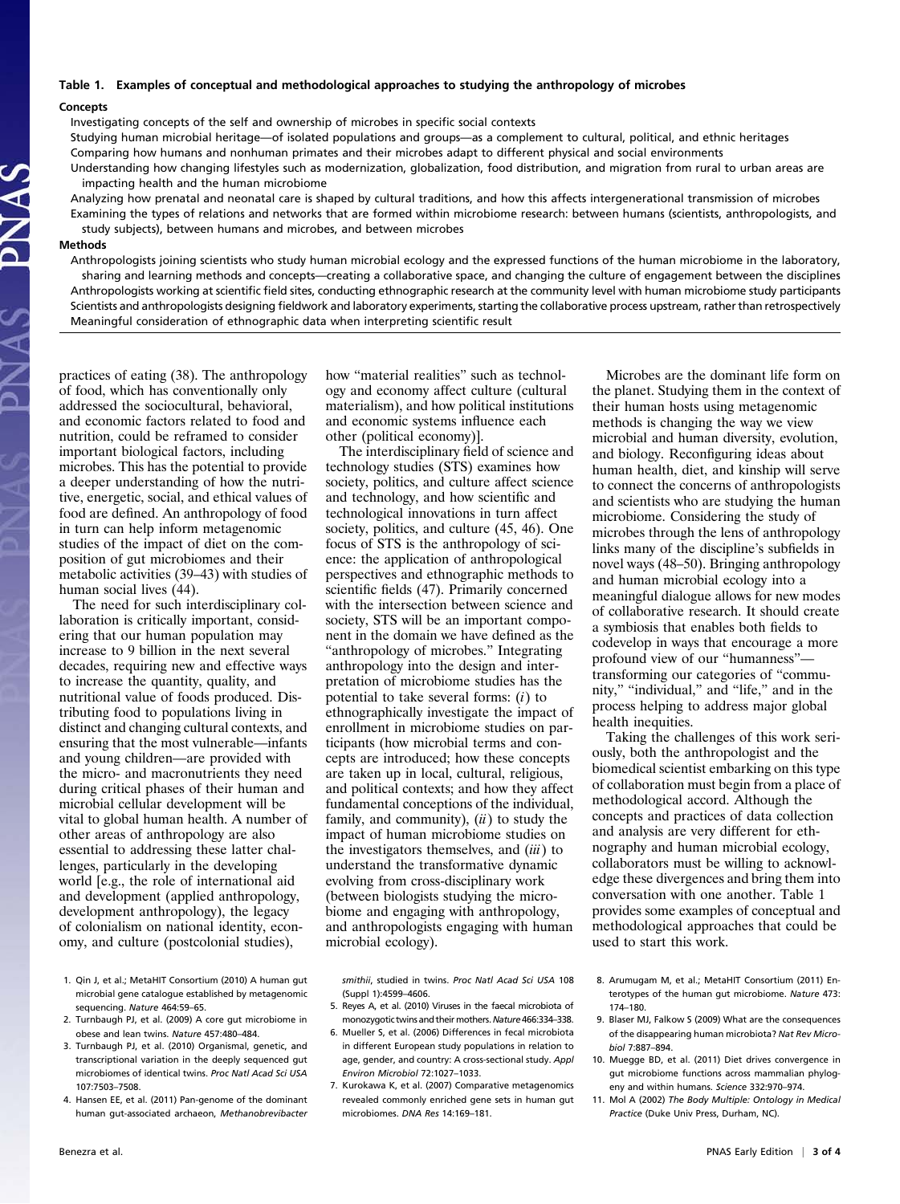**Table 1. Examples of conceptual and methodological approaches to studying the anthropology of microbes**

| | |
|---|---|
| **Concepts** | |
| | Investigating concepts of the self and ownership of microbes in specific social contexts |
| | Studying human microbial heritage—of isolated populations and groups—as a complement to cultural, political, and ethnic heritages |
| | Comparing how humans and nonhuman primates and their microbes adapt to different physical and social environments |
| | Understanding how changing lifestyles such as modernization, globalization, food distribution, and migration from rural to urban areas are impacting health and the human microbiome |
| | Analyzing how prenatal and neonatal care is shaped by cultural traditions, and how this affects intergenerational transmission of microbes |
| | Examining the types of relations and networks that are formed within microbiome research: between humans (scientists, anthropologists, and study subjects), between humans and microbes, and between microbes |
| **Methods** | |
| | Anthropologists joining scientists who study human microbial ecology and the expressed functions of the human microbiome in the laboratory, sharing and learning methods and concepts—creating a collaborative space, and changing the culture of engagement between the disciplines |
| | Anthropologists working at scientific field sites, conducting ethnographic research at the community level with human microbiome study participants |
| | Scientists and anthropologists designing fieldwork and laboratory experiments, starting the collaborative process upstream, rather than retrospectively |
| | Meaningful consideration of ethnographic data when interpreting scientific result |

practices of eating (38). The anthropology of food, which has conventionally only addressed the sociocultural, behavioral, and economic factors related to food and nutrition, could be reframed to consider important biological factors, including microbes. This has the potential to provide a deeper understanding of how the nutritive, energetic, social, and ethical values of food are defined. An anthropology of food in turn can help inform metagenomic studies of the impact of diet on the composition of gut microbiomes and their metabolic activities (39–43) with studies of human social lives (44).

The need for such interdisciplinary collaboration is critically important, considering that our human population may increase to 9 billion in the next several decades, requiring new and effective ways to increase the quantity, quality, and nutritional value of foods produced. Distributing food to populations living in distinct and changing cultural contexts, and ensuring that the most vulnerable—infants and young children—are provided with the micro- and macronutrients they need during critical phases of their human and microbial cellular development will be vital to global human health. A number of other areas of anthropology are also essential to addressing these latter challenges, particularly in the developing world [e.g., the role of international aid and development (applied anthropology, development anthropology), the legacy of colonialism on national identity, economy, and culture (postcolonial studies), how "material realities" such as technology and economy affect culture (cultural materialism), and how political institutions and economic systems influence each other (political economy)].

The interdisciplinary field of science and technology studies (STS) examines how society, politics, and culture affect science and technology, and how scientific and technological innovations in turn affect society, politics, and culture (45, 46). One focus of STS is the anthropology of science: the application of anthropological perspectives and ethnographic methods to scientific fields (47). Primarily concerned with the intersection between science and society, STS will be an important component in the domain we have defined as the "anthropology of microbes." Integrating anthropology into the design and interpretation of microbiome studies has the potential to take several forms: (*i*) to ethnographically investigate the impact of enrollment in microbiome studies on participants (how microbial terms and concepts are introduced; how these concepts are taken up in local, cultural, religious, and political contexts; and how they affect fundamental conceptions of the individual, family, and community), (*ii*) to study the impact of human microbiome studies on the investigators themselves, and (*iii*) to understand the transformative dynamic evolving from cross-disciplinary work (between biologists studying the microbiome and engaging with anthropology, and anthropologists engaging with human microbial ecology).

Microbes are the dominant life form on the planet. Studying them in the context of their human hosts using metagenomic methods is changing the way we view microbial and human diversity, evolution, and biology. Reconfiguring ideas about human health, diet, and kinship will serve to connect the concerns of anthropologists and scientists who are studying the human microbiome. Considering the study of microbes through the lens of anthropology links many of the discipline's subfields in novel ways (48–50). Bringing anthropology and human microbial ecology into a meaningful dialogue allows for new modes of collaborative research. It should create a symbiosis that enables both fields to codevelop in ways that encourage a more profound view of our "humanness"—transforming our categories of "community," "individual," and "life," and in the process helping to address major global health inequities.

Taking the challenges of this work seriously, both the anthropologist and the biomedical scientist embarking on this type of collaboration must begin from a place of methodological accord. Although the concepts and practices of data collection and analysis are very different for ethnography and human microbial ecology, collaborators must be willing to acknowledge these divergences and bring them into conversation with one another. Table 1 provides some examples of conceptual and methodological approaches that could be used to start this work.

1. Qin J, et al.; MetaHIT Consortium (2010) A human gut microbial gene catalogue established by metagenomic sequencing. *Nature* 464:59–65.
2. Turnbaugh PJ, et al. (2009) A core gut microbiome in obese and lean twins. *Nature* 457:480–484.
3. Turnbaugh PJ, et al. (2010) Organismal, genetic, and transcriptional variation in the deeply sequenced gut microbiomes of identical twins. *Proc Natl Acad Sci USA* 107:7503–7508.
4. Hansen EE, et al. (2011) Pan-genome of the dominant human gut-associated archaeon, *Methanobrevibacter smithii*, studied in twins. *Proc Natl Acad Sci USA* 108 (Suppl 1):4599–4606.
5. Reyes A, et al. (2010) Viruses in the faecal microbiota of monozygotic twins and their mothers. *Nature* 466:334–338.
6. Mueller S, et al. (2006) Differences in fecal microbiota in different European study populations in relation to age, gender, and country: A cross-sectional study. *Appl Environ Microbiol* 72:1027–1033.
7. Kurokawa K, et al. (2007) Comparative metagenomics revealed commonly enriched gene sets in human gut microbiomes. *DNA Res* 14:169–181.
8. Arumugam M, et al.; MetaHIT Consortium (2011) Enterotypes of the human gut microbiome. *Nature* 473: 174–180.
9. Blaser MJ, Falkow S (2009) What are the consequences of the disappearing human microbiota? *Nat Rev Microbiol* 7:887–894.
10. Muegge BD, et al. (2011) Diet drives convergence in gut microbiome functions across mammalian phylogeny and within humans. *Science* 332:970–974.
11. Mol A (2002) *The Body Multiple: Ontology in Medical Practice* (Duke Univ Press, Durham, NC).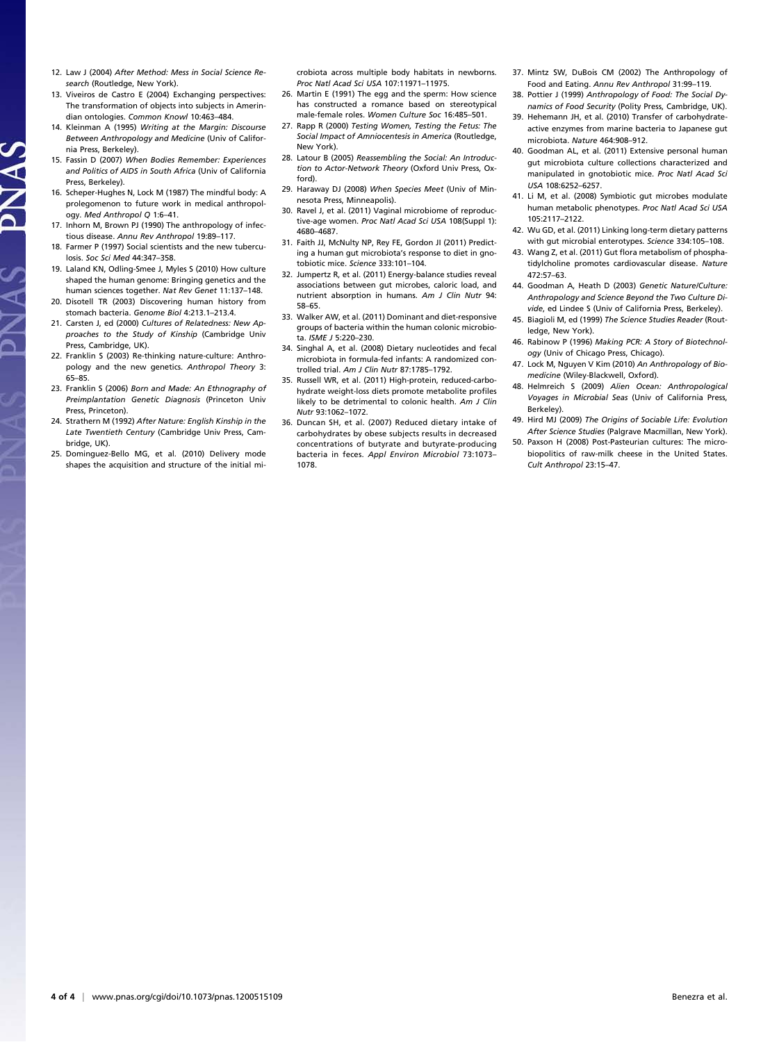12. Law J (2004) *After Method: Mess in Social Science Research* (Routledge, New York).
13. Viveiros de Castro E (2004) Exchanging perspectives: The transformation of objects into subjects in Amerindian ontologies. *Common Knowl* 10:463–484.
14. Kleinman A (1995) *Writing at the Margin: Discourse Between Anthropology and Medicine* (Univ of California Press, Berkeley).
15. Fassin D (2007) *When Bodies Remember: Experiences and Politics of AIDS in South Africa* (Univ of California Press, Berkeley).
16. Scheper-Hughes N, Lock M (1987) The mindful body: A prolegomenon to future work in medical anthropology. *Med Anthropol Q* 1:6–41.
17. Inhorn M, Brown PJ (1990) The anthropology of infectious disease. *Annu Rev Anthropol* 19:89–117.
18. Farmer P (1997) Social scientists and the new tuberculosis. *Soc Sci Med* 44:347–358.
19. Laland KN, Odling-Smee J, Myles S (2010) How culture shaped the human genome: Bringing genetics and the human sciences together. *Nat Rev Genet* 11:137–148.
20. Disotell TR (2003) Discovering human history from stomach bacteria. *Genome Biol* 4:213.1–213.4.
21. Carsten J, ed (2000) *Cultures of Relatedness: New Approaches to the Study of Kinship* (Cambridge Univ Press, Cambridge, UK).
22. Franklin S (2003) Re-thinking nature-culture: Anthropology and the new genetics. *Anthropol Theory* 3: 65–85.
23. Franklin S (2006) *Born and Made: An Ethnography of Preimplantation Genetic Diagnosis* (Princeton Univ Press, Princeton).
24. Strathern M (1992) *After Nature: English Kinship in the Late Twentieth Century* (Cambridge Univ Press, Cambridge, UK).
25. Dominguez-Bello MG, et al. (2010) Delivery mode shapes the acquisition and structure of the initial microbiota across multiple body habitats in newborns. *Proc Natl Acad Sci USA* 107:11971–11975.
26. Martin E (1991) The egg and the sperm: How science has constructed a romance based on stereotypical male-female roles. *Women Culture Soc* 16:485–501.
27. Rapp R (2000) *Testing Women, Testing the Fetus: The Social Impact of Amniocentesis in America* (Routledge, New York).
28. Latour B (2005) *Reassembling the Social: An Introduction to Actor-Network Theory* (Oxford Univ Press, Oxford).
29. Haraway DJ (2008) *When Species Meet* (Univ of Minnesota Press, Minneapolis).
30. Ravel J, et al. (2011) Vaginal microbiome of reproductive-age women. *Proc Natl Acad Sci USA* 108(Suppl 1): 4680–4687.
31. Faith JJ, McNulty NP, Rey FE, Gordon JI (2011) Predicting a human gut microbiota's response to diet in gnotobiotic mice. *Science* 333:101–104.
32. Jumpertz R, et al. (2011) Energy-balance studies reveal associations between gut microbes, caloric load, and nutrient absorption in humans. *Am J Clin Nutr* 94: 58–65.
33. Walker AW, et al. (2011) Dominant and diet-responsive groups of bacteria within the human colonic microbiota. *ISME J* 5:220–230.
34. Singhal A, et al. (2008) Dietary nucleotides and fecal microbiota in formula-fed infants: A randomized controlled trial. *Am J Clin Nutr* 87:1785–1792.
35. Russell WR, et al. (2011) High-protein, reduced-carbohydrate weight-loss diets promote metabolite profiles likely to be detrimental to colonic health. *Am J Clin Nutr* 93:1062–1072.
36. Duncan SH, et al. (2007) Reduced dietary intake of carbohydrates by obese subjects results in decreased concentrations of butyrate and butyrate-producing bacteria in feces. *Appl Environ Microbiol* 73:1073–1078.
37. Mintz SW, DuBois CM (2002) The Anthropology of Food and Eating. *Annu Rev Anthropol* 31:99–119.
38. Pottier J (1999) *Anthropology of Food: The Social Dynamics of Food Security* (Polity Press, Cambridge, UK).
39. Hehemann JH, et al. (2010) Transfer of carbohydrate-active enzymes from marine bacteria to Japanese gut microbiota. *Nature* 464:908–912.
40. Goodman AL, et al. (2011) Extensive personal human gut microbiota culture collections characterized and manipulated in gnotobiotic mice. *Proc Natl Acad Sci USA* 108:6252–6257.
41. Li M, et al. (2008) Symbiotic gut microbes modulate human metabolic phenotypes. *Proc Natl Acad Sci USA* 105:2117–2122.
42. Wu GD, et al. (2011) Linking long-term dietary patterns with gut microbial enterotypes. *Science* 334:105–108.
43. Wang Z, et al. (2011) Gut flora metabolism of phosphatidylcholine promotes cardiovascular disease. *Nature* 472:57–63.
44. Goodman A, Heath D (2003) *Genetic Nature/Culture: Anthropology and Science Beyond the Two Culture Divide*, ed Lindee S (Univ of California Press, Berkeley).
45. Biagioli M, ed (1999) *The Science Studies Reader* (Routledge, New York).
46. Rabinow P (1996) *Making PCR: A Story of Biotechnology* (Univ of Chicago Press, Chicago).
47. Lock M, Nguyen V Kim (2010) *An Anthropology of Biomedicine* (Wiley-Blackwell, Oxford).
48. Helmreich S (2009) *Alien Ocean: Anthropological Voyages in Microbial Seas* (Univ of California Press, Berkeley).
49. Hird MJ (2009) *The Origins of Sociable Life: Evolution After Science Studies* (Palgrave Macmillan, New York).
50. Paxson H (2008) Post-Pasteurian cultures: The microbiopolitics of raw-milk cheese in the United States. *Cult Anthropol* 23:15–47.